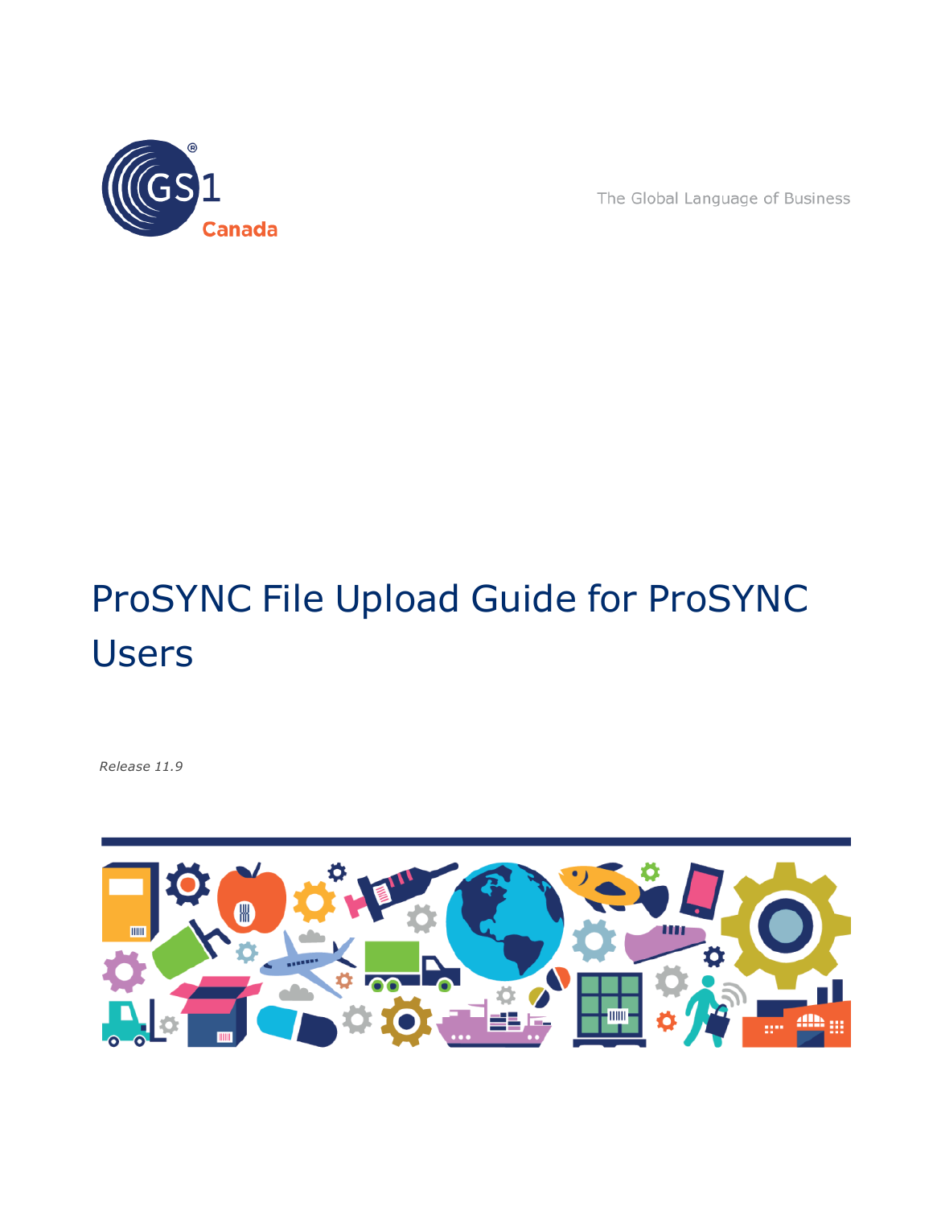GS1 Canada

The Global Language of Business

# ProSYNC File Upload Guide for ProSYNC Users

*Release 11.9*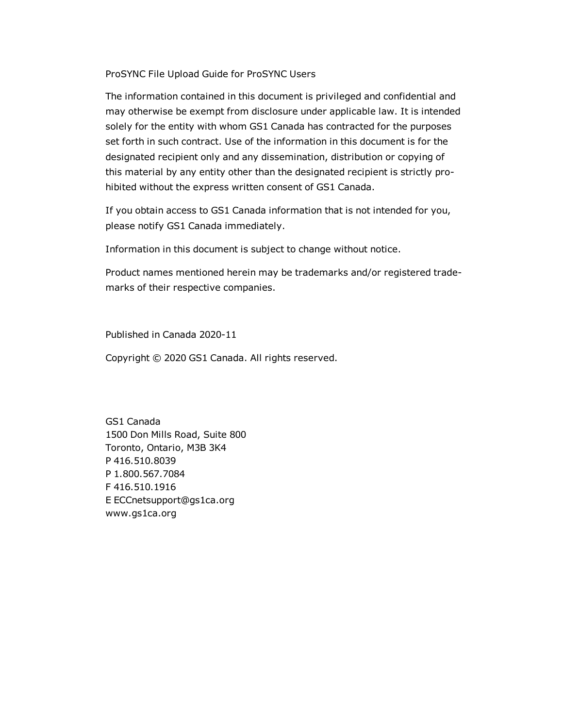ProSYNC File Upload Guide for ProSYNC Users

The information contained in this document is privileged and confidential and may otherwise be exempt from disclosure under applicable law. It is intended solely for the entity with whom GS1 Canada has contracted for the purposes set forth in such contract. Use of the information in this document is for the designated recipient only and any dissemination, distribution or copying of this material by any entity other than the designated recipient is strictly prohibited without the express written consent of GS1 Canada.

If you obtain access to GS1 Canada information that is not intended for you, please notify GS1 Canada immediately.

Information in this document is subject to change without notice.

Product names mentioned herein may be trademarks and/or registered trademarks of their respective companies.

Published in Canada 2020-11

Copyright © 2020 GS1 Canada. All rights reserved.

GS1 Canada  
1500 Don Mills Road, Suite 800  
Toronto, Ontario, M3B 3K4  
P 416.510.8039  
P 1.800.567.7084  
F 416.510.1916  
E ECCnetsupport@gs1ca.org  
www.gs1ca.org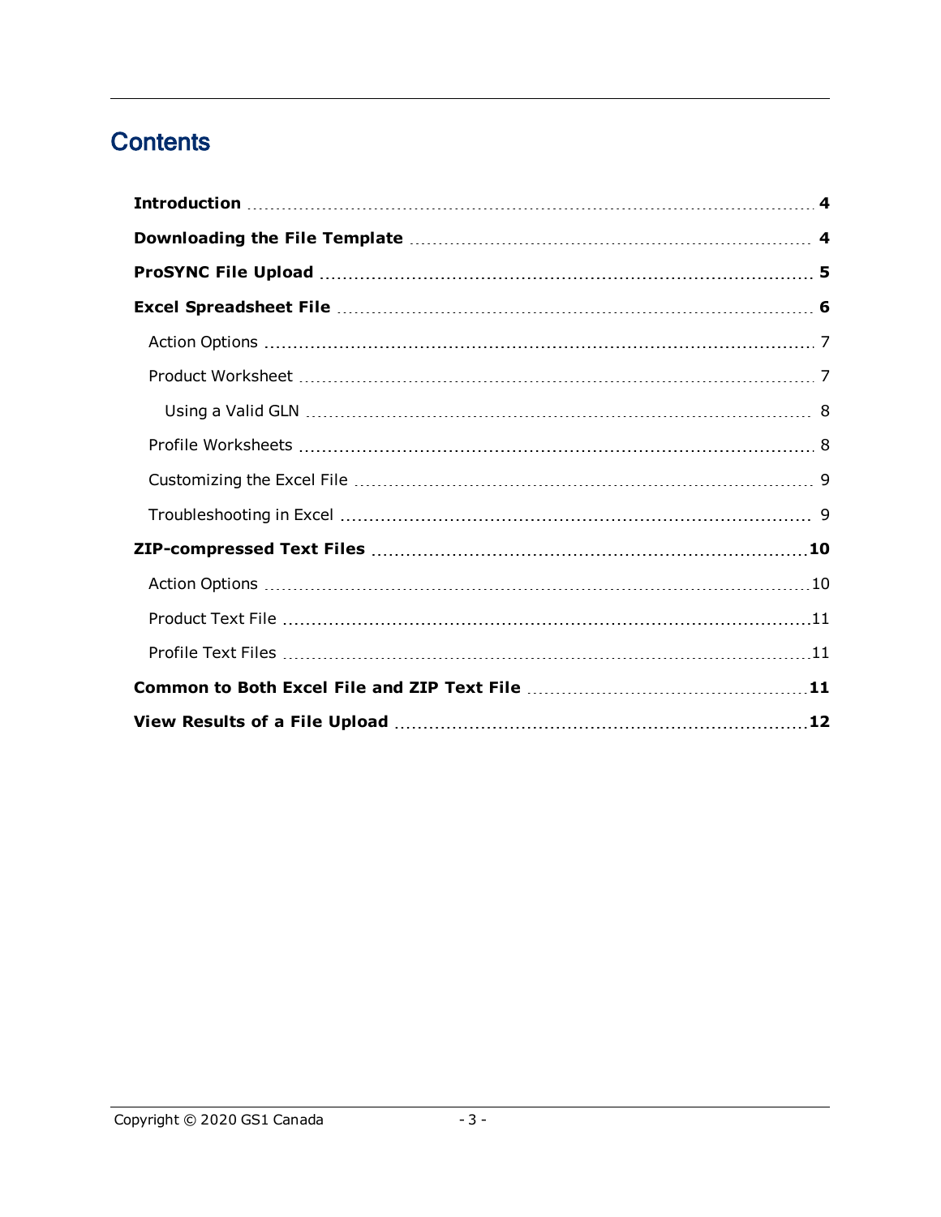# Contents

**Introduction** ..... **4**

**Downloading the File Template** ..... **4**

**ProSYNC File Upload** ..... **5**

**Excel Spreadsheet File** ..... **6**

- Action Options ..... 7
- Product Worksheet ..... 7
  - Using a Valid GLN ..... 8
- Profile Worksheets ..... 8
- Customizing the Excel File ..... 9
- Troubleshooting in Excel ..... 9

**ZIP-compressed Text Files** ..... **10**

- Action Options ..... 10
- Product Text File ..... 11
- Profile Text Files ..... 11

**Common to Both Excel File and ZIP Text File** ..... **11**

**View Results of a File Upload** ..... **12**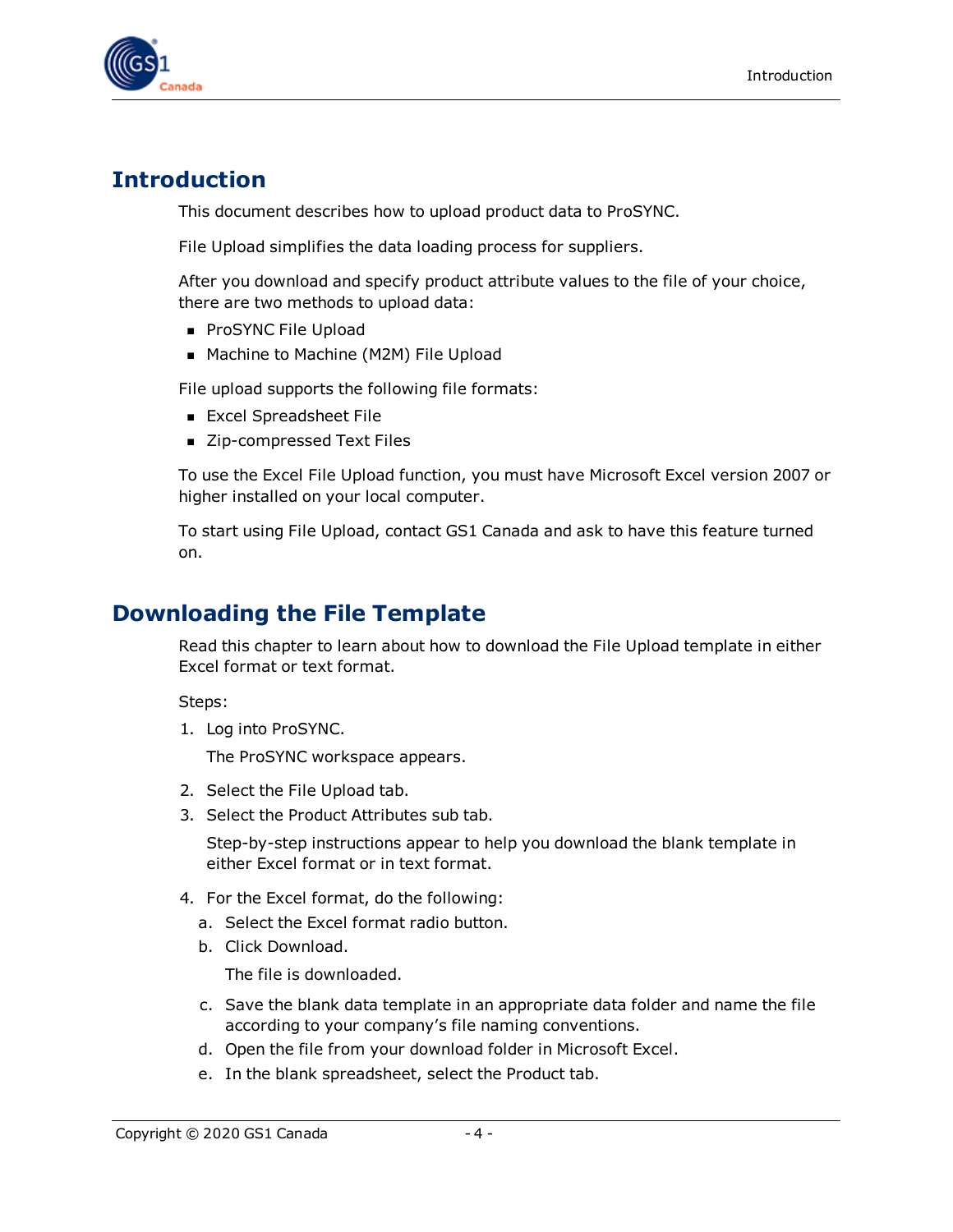# Introduction

This document describes how to upload product data to ProSYNC.

File Upload simplifies the data loading process for suppliers.

After you download and specify product attribute values to the file of your choice, there are two methods to upload data:

- ProSYNC File Upload
- Machine to Machine (M2M) File Upload

File upload supports the following file formats:

- Excel Spreadsheet File
- Zip-compressed Text Files

To use the Excel File Upload function, you must have Microsoft Excel version 2007 or higher installed on your local computer.

To start using File Upload, contact GS1 Canada and ask to have this feature turned on.

# Downloading the File Template

Read this chapter to learn about how to download the File Upload template in either Excel format or text format.

Steps:

1. Log into ProSYNC.

   The ProSYNC workspace appears.

2. Select the File Upload tab.
3. Select the Product Attributes sub tab.

   Step-by-step instructions appear to help you download the blank template in either Excel format or in text format.

4. For the Excel format, do the following:
   a. Select the Excel format radio button.
   b. Click Download.

      The file is downloaded.

   c. Save the blank data template in an appropriate data folder and name the file according to your company's file naming conventions.
   d. Open the file from your download folder in Microsoft Excel.
   e. In the blank spreadsheet, select the Product tab.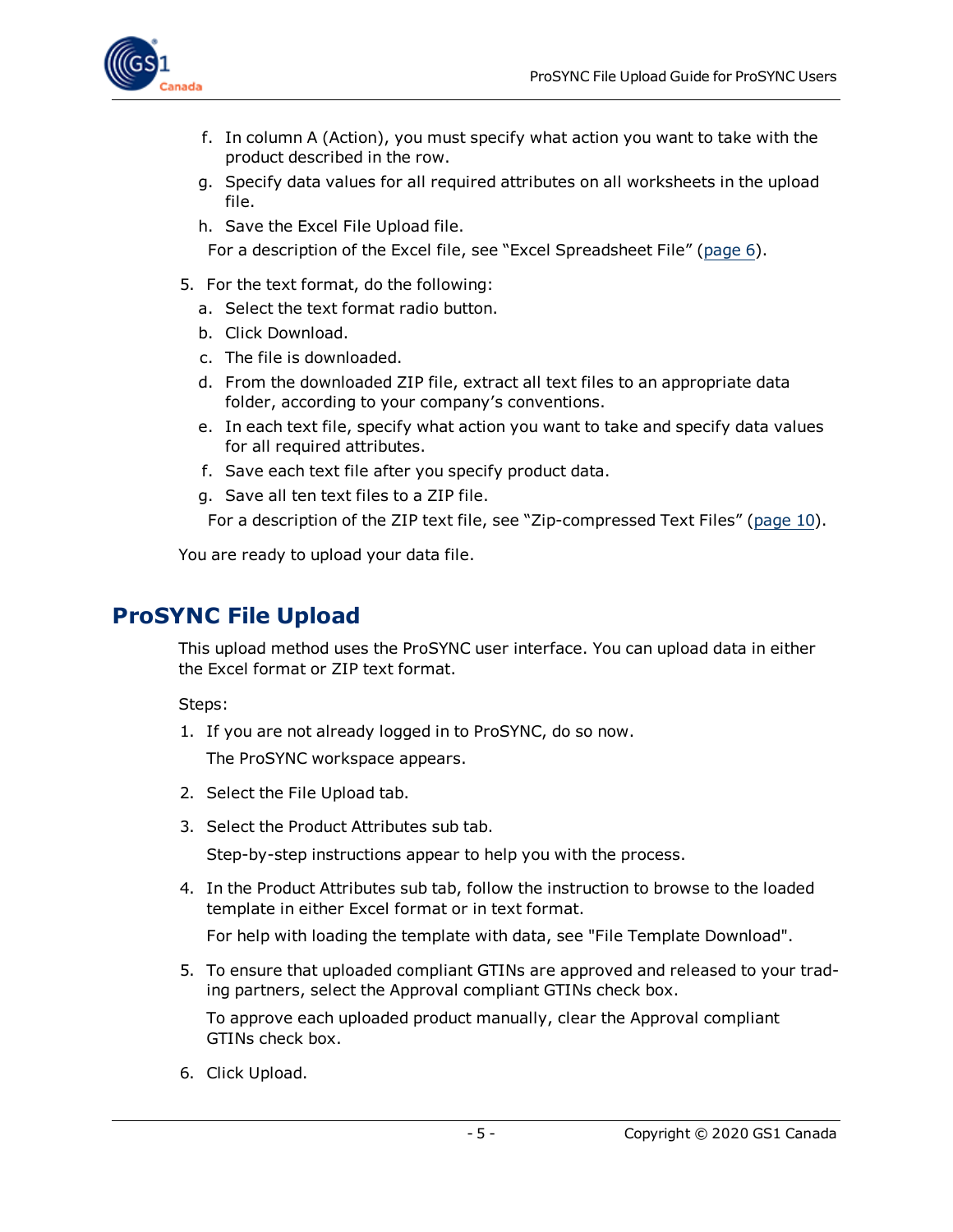f. In column A (Action), you must specify what action you want to take with the product described in the row.
g. Specify data values for all required attributes on all worksheets in the upload file.
h. Save the Excel File Upload file.

For a description of the Excel file, see "Excel Spreadsheet File" (page 6).

5. For the text format, do the following:
   a. Select the text format radio button.
   b. Click Download.
   c. The file is downloaded.
   d. From the downloaded ZIP file, extract all text files to an appropriate data folder, according to your company's conventions.
   e. In each text file, specify what action you want to take and specify data values for all required attributes.
   f. Save each text file after you specify product data.
   g. Save all ten text files to a ZIP file.

   For a description of the ZIP text file, see "Zip-compressed Text Files" (page 10).

You are ready to upload your data file.

## ProSYNC File Upload

This upload method uses the ProSYNC user interface. You can upload data in either the Excel format or ZIP text format.

Steps:

1. If you are not already logged in to ProSYNC, do so now.

   The ProSYNC workspace appears.

2. Select the File Upload tab.

3. Select the Product Attributes sub tab.

   Step-by-step instructions appear to help you with the process.

4. In the Product Attributes sub tab, follow the instruction to browse to the loaded template in either Excel format or in text format.

   For help with loading the template with data, see "File Template Download".

5. To ensure that uploaded compliant GTINs are approved and released to your trading partners, select the Approval compliant GTINs check box.

   To approve each uploaded product manually, clear the Approval compliant GTINs check box.

6. Click Upload.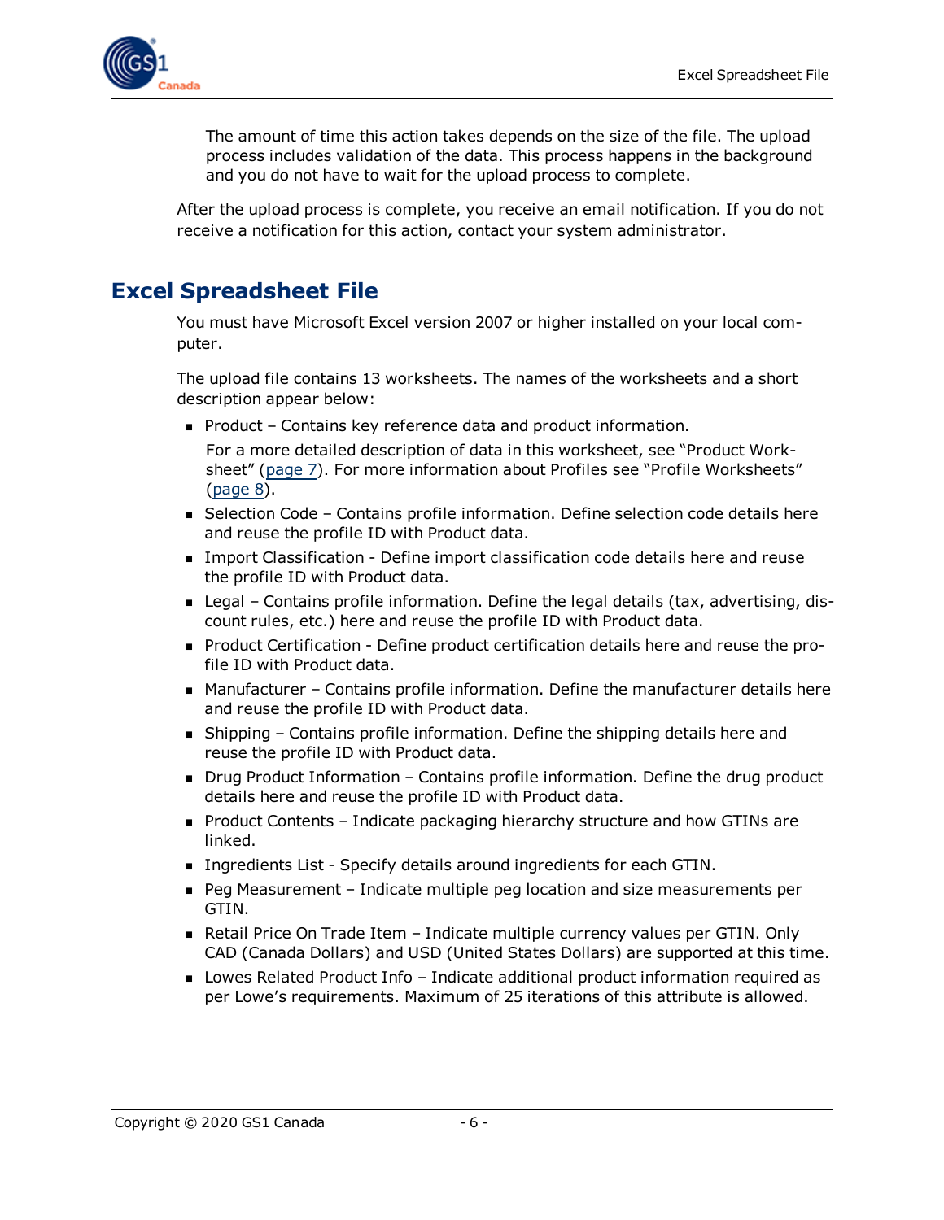The amount of time this action takes depends on the size of the file. The upload process includes validation of the data. This process happens in the background and you do not have to wait for the upload process to complete.

After the upload process is complete, you receive an email notification. If you do not receive a notification for this action, contact your system administrator.

# Excel Spreadsheet File

You must have Microsoft Excel version 2007 or higher installed on your local computer.

The upload file contains 13 worksheets. The names of the worksheets and a short description appear below:

- Product – Contains key reference data and product information.

  For a more detailed description of data in this worksheet, see "Product Worksheet" (page 7). For more information about Profiles see "Profile Worksheets" (page 8).
- Selection Code – Contains profile information. Define selection code details here and reuse the profile ID with Product data.
- Import Classification - Define import classification code details here and reuse the profile ID with Product data.
- Legal – Contains profile information. Define the legal details (tax, advertising, discount rules, etc.) here and reuse the profile ID with Product data.
- Product Certification - Define product certification details here and reuse the profile ID with Product data.
- Manufacturer – Contains profile information. Define the manufacturer details here and reuse the profile ID with Product data.
- Shipping – Contains profile information. Define the shipping details here and reuse the profile ID with Product data.
- Drug Product Information – Contains profile information. Define the drug product details here and reuse the profile ID with Product data.
- Product Contents – Indicate packaging hierarchy structure and how GTINs are linked.
- Ingredients List - Specify details around ingredients for each GTIN.
- Peg Measurement – Indicate multiple peg location and size measurements per GTIN.
- Retail Price On Trade Item – Indicate multiple currency values per GTIN. Only CAD (Canada Dollars) and USD (United States Dollars) are supported at this time.
- Lowes Related Product Info – Indicate additional product information required as per Lowe's requirements. Maximum of 25 iterations of this attribute is allowed.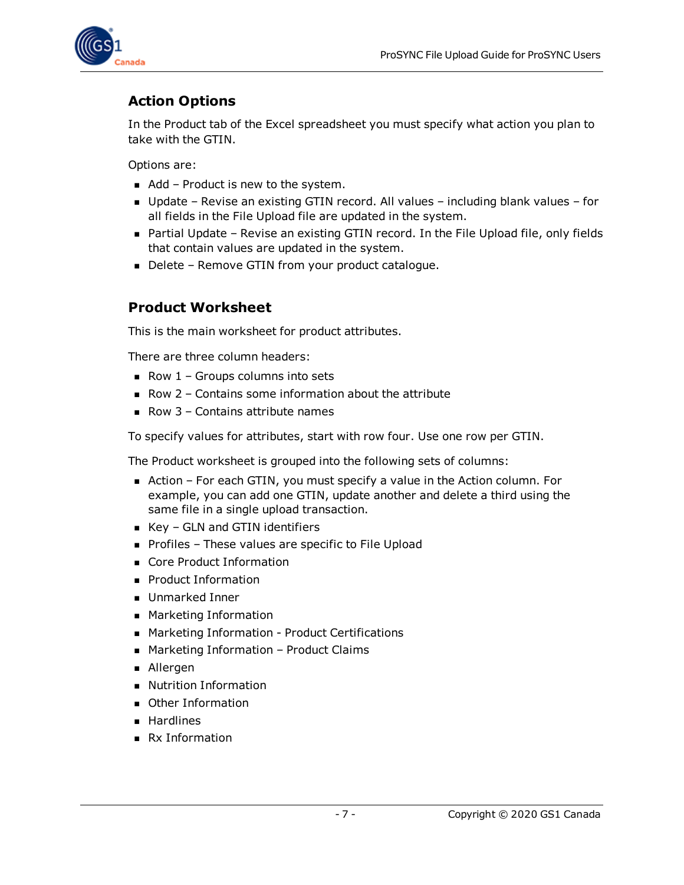## Action Options

In the Product tab of the Excel spreadsheet you must specify what action you plan to take with the GTIN.

Options are:

- Add – Product is new to the system.
- Update – Revise an existing GTIN record. All values – including blank values – for all fields in the File Upload file are updated in the system.
- Partial Update – Revise an existing GTIN record. In the File Upload file, only fields that contain values are updated in the system.
- Delete – Remove GTIN from your product catalogue.

## Product Worksheet

This is the main worksheet for product attributes.

There are three column headers:

- Row 1 – Groups columns into sets
- Row 2 – Contains some information about the attribute
- Row 3 – Contains attribute names

To specify values for attributes, start with row four. Use one row per GTIN.

The Product worksheet is grouped into the following sets of columns:

- Action – For each GTIN, you must specify a value in the Action column. For example, you can add one GTIN, update another and delete a third using the same file in a single upload transaction.
- Key – GLN and GTIN identifiers
- Profiles – These values are specific to File Upload
- Core Product Information
- Product Information
- Unmarked Inner
- Marketing Information
- Marketing Information - Product Certifications
- Marketing Information – Product Claims
- Allergen
- Nutrition Information
- Other Information
- Hardlines
- Rx Information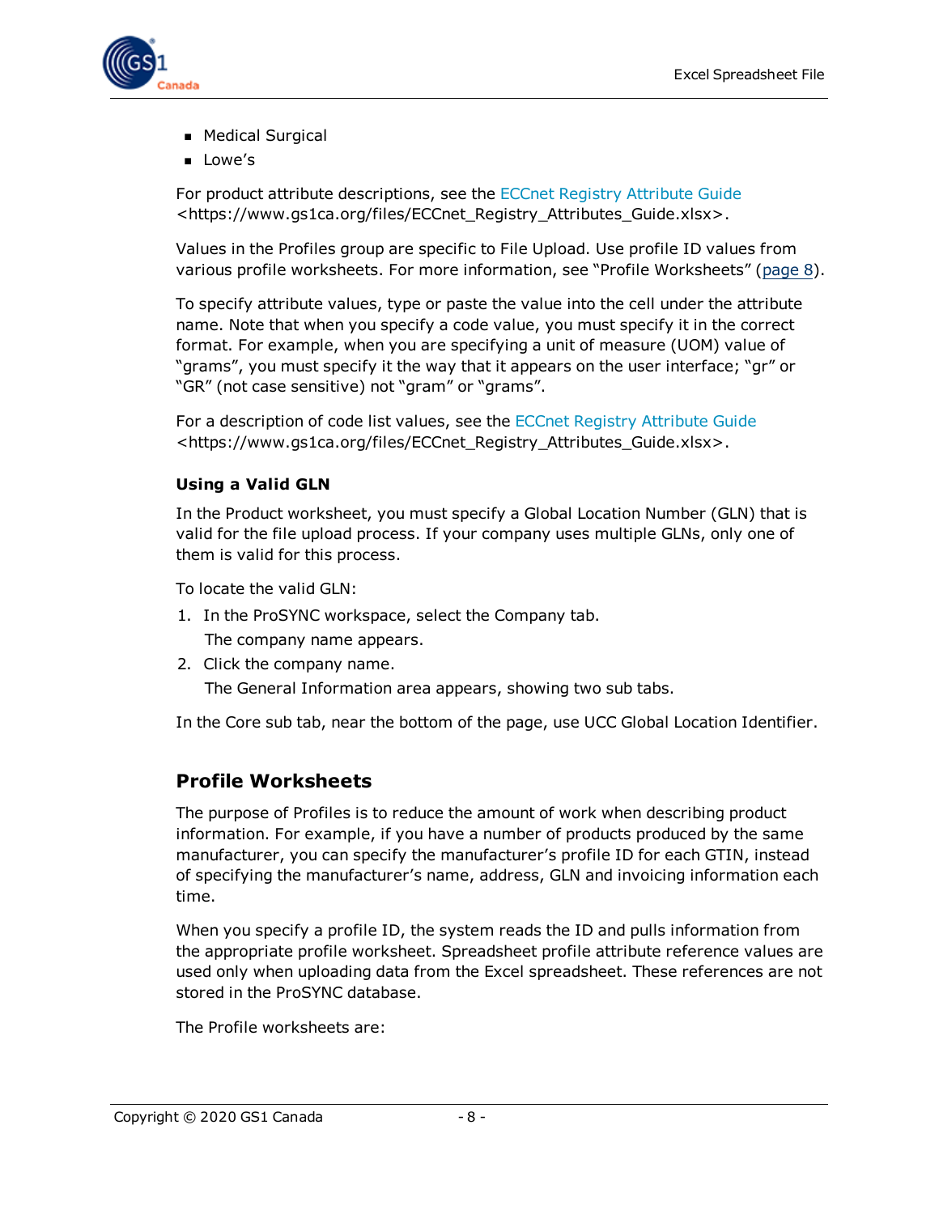- Medical Surgical
- Lowe's

For product attribute descriptions, see the ECCnet Registry Attribute Guide <https://www.gs1ca.org/files/ECCnet_Registry_Attributes_Guide.xlsx>.

Values in the Profiles group are specific to File Upload. Use profile ID values from various profile worksheets. For more information, see "Profile Worksheets" (page 8).

To specify attribute values, type or paste the value into the cell under the attribute name. Note that when you specify a code value, you must specify it in the correct format. For example, when you are specifying a unit of measure (UOM) value of "grams", you must specify it the way that it appears on the user interface; "gr" or "GR" (not case sensitive) not "gram" or "grams".

For a description of code list values, see the ECCnet Registry Attribute Guide <https://www.gs1ca.org/files/ECCnet_Registry_Attributes_Guide.xlsx>.

### Using a Valid GLN

In the Product worksheet, you must specify a Global Location Number (GLN) that is valid for the file upload process. If your company uses multiple GLNs, only one of them is valid for this process.

To locate the valid GLN:

1. In the ProSYNC workspace, select the Company tab.

   The company name appears.
2. Click the company name.

   The General Information area appears, showing two sub tabs.

In the Core sub tab, near the bottom of the page, use UCC Global Location Identifier.

## Profile Worksheets

The purpose of Profiles is to reduce the amount of work when describing product information. For example, if you have a number of products produced by the same manufacturer, you can specify the manufacturer's profile ID for each GTIN, instead of specifying the manufacturer's name, address, GLN and invoicing information each time.

When you specify a profile ID, the system reads the ID and pulls information from the appropriate profile worksheet. Spreadsheet profile attribute reference values are used only when uploading data from the Excel spreadsheet. These references are not stored in the ProSYNC database.

The Profile worksheets are: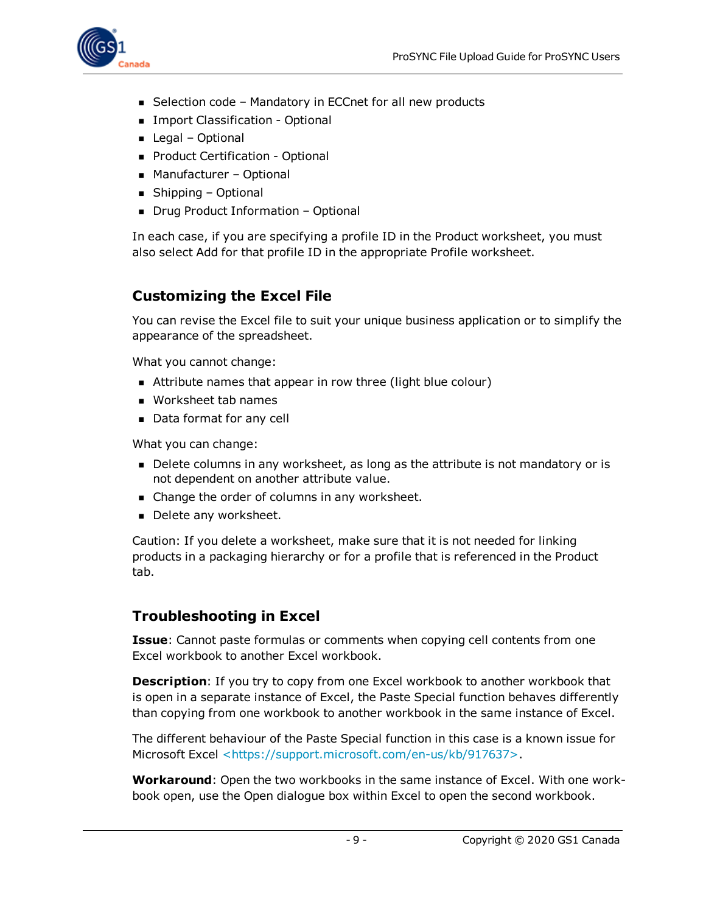- Selection code – Mandatory in ECCnet for all new products
- Import Classification - Optional
- Legal – Optional
- Product Certification - Optional
- Manufacturer – Optional
- Shipping – Optional
- Drug Product Information – Optional

In each case, if you are specifying a profile ID in the Product worksheet, you must also select Add for that profile ID in the appropriate Profile worksheet.

## Customizing the Excel File

You can revise the Excel file to suit your unique business application or to simplify the appearance of the spreadsheet.

What you cannot change:

- Attribute names that appear in row three (light blue colour)
- Worksheet tab names
- Data format for any cell

What you can change:

- Delete columns in any worksheet, as long as the attribute is not mandatory or is not dependent on another attribute value.
- Change the order of columns in any worksheet.
- Delete any worksheet.

Caution: If you delete a worksheet, make sure that it is not needed for linking products in a packaging hierarchy or for a profile that is referenced in the Product tab.

## Troubleshooting in Excel

**Issue**: Cannot paste formulas or comments when copying cell contents from one Excel workbook to another Excel workbook.

**Description**: If you try to copy from one Excel workbook to another workbook that is open in a separate instance of Excel, the Paste Special function behaves differently than copying from one workbook to another workbook in the same instance of Excel.

The different behaviour of the Paste Special function in this case is a known issue for Microsoft Excel <https://support.microsoft.com/en-us/kb/917637>.

**Workaround**: Open the two workbooks in the same instance of Excel. With one workbook open, use the Open dialogue box within Excel to open the second workbook.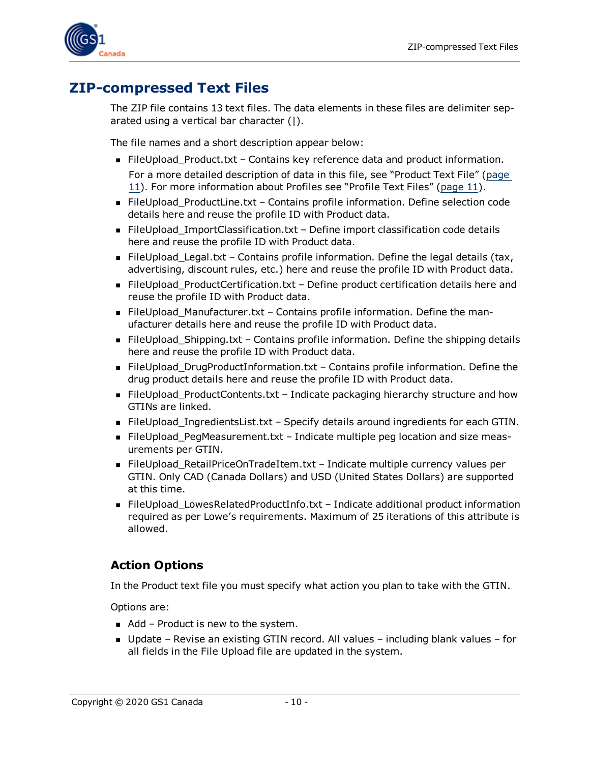# ZIP-compressed Text Files

The ZIP file contains 13 text files. The data elements in these files are delimiter separated using a vertical bar character (|).

The file names and a short description appear below:

- FileUpload_Product.txt – Contains key reference data and product information.
  For a more detailed description of data in this file, see "Product Text File" (page 11). For more information about Profiles see "Profile Text Files" (page 11).
- FileUpload_ProductLine.txt – Contains profile information. Define selection code details here and reuse the profile ID with Product data.
- FileUpload_ImportClassification.txt – Define import classification code details here and reuse the profile ID with Product data.
- FileUpload_Legal.txt – Contains profile information. Define the legal details (tax, advertising, discount rules, etc.) here and reuse the profile ID with Product data.
- FileUpload_ProductCertification.txt – Define product certification details here and reuse the profile ID with Product data.
- FileUpload_Manufacturer.txt – Contains profile information. Define the manufacturer details here and reuse the profile ID with Product data.
- FileUpload_Shipping.txt – Contains profile information. Define the shipping details here and reuse the profile ID with Product data.
- FileUpload_DrugProductInformation.txt – Contains profile information. Define the drug product details here and reuse the profile ID with Product data.
- FileUpload_ProductContents.txt – Indicate packaging hierarchy structure and how GTINs are linked.
- FileUpload_IngredientsList.txt – Specify details around ingredients for each GTIN.
- FileUpload_PegMeasurement.txt – Indicate multiple peg location and size measurements per GTIN.
- FileUpload_RetailPriceOnTradeItem.txt – Indicate multiple currency values per GTIN. Only CAD (Canada Dollars) and USD (United States Dollars) are supported at this time.
- FileUpload_LowesRelatedProductInfo.txt – Indicate additional product information required as per Lowe's requirements. Maximum of 25 iterations of this attribute is allowed.

## Action Options

In the Product text file you must specify what action you plan to take with the GTIN.

Options are:

- Add – Product is new to the system.
- Update – Revise an existing GTIN record. All values – including blank values – for all fields in the File Upload file are updated in the system.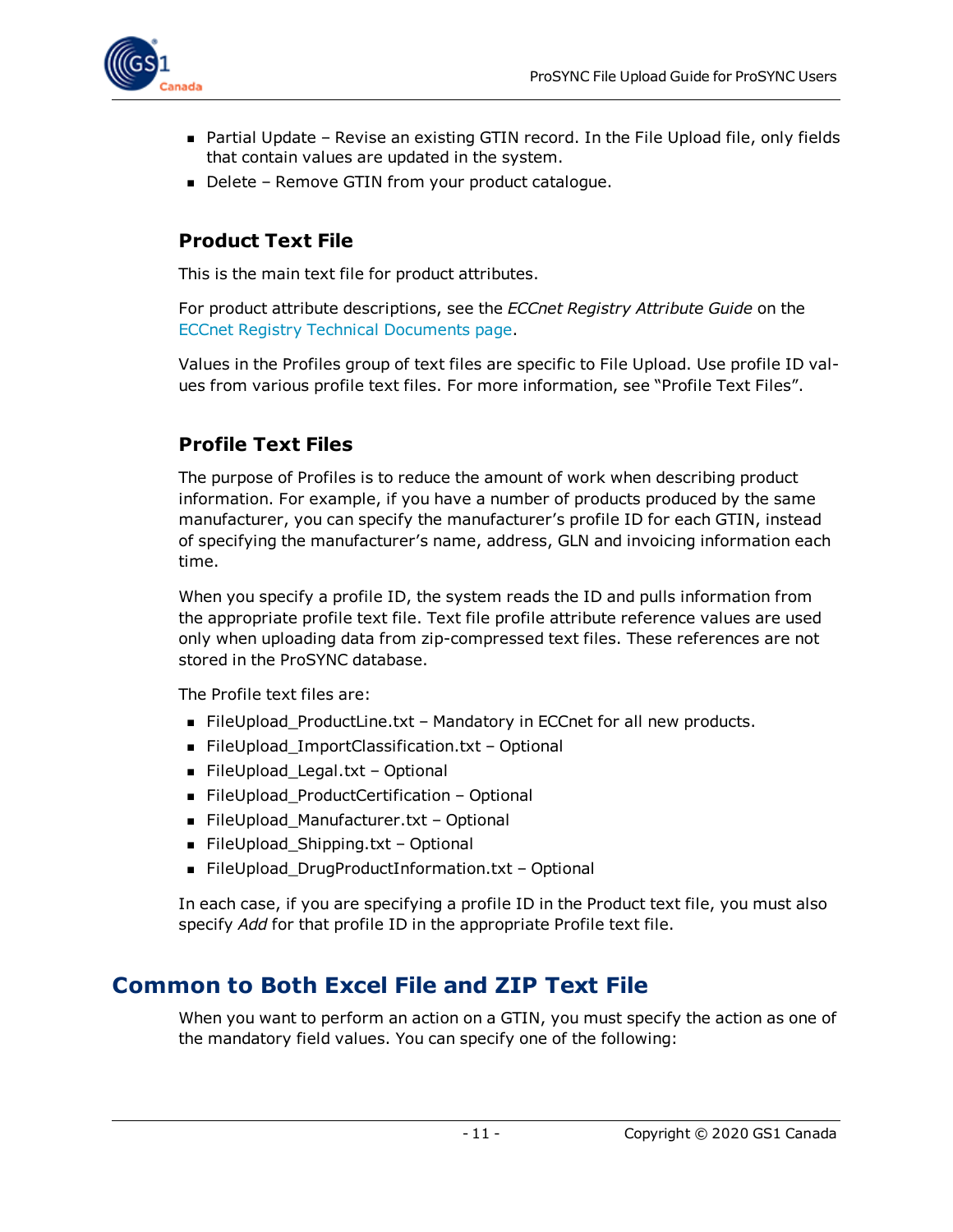- Partial Update – Revise an existing GTIN record. In the File Upload file, only fields that contain values are updated in the system.
- Delete – Remove GTIN from your product catalogue.

### Product Text File

This is the main text file for product attributes.

For product attribute descriptions, see the *ECCnet Registry Attribute Guide* on the ECCnet Registry Technical Documents page.

Values in the Profiles group of text files are specific to File Upload. Use profile ID values from various profile text files. For more information, see "Profile Text Files".

### Profile Text Files

The purpose of Profiles is to reduce the amount of work when describing product information. For example, if you have a number of products produced by the same manufacturer, you can specify the manufacturer's profile ID for each GTIN, instead of specifying the manufacturer's name, address, GLN and invoicing information each time.

When you specify a profile ID, the system reads the ID and pulls information from the appropriate profile text file. Text file profile attribute reference values are used only when uploading data from zip-compressed text files. These references are not stored in the ProSYNC database.

The Profile text files are:

- FileUpload_ProductLine.txt – Mandatory in ECCnet for all new products.
- FileUpload_ImportClassification.txt – Optional
- FileUpload_Legal.txt – Optional
- FileUpload_ProductCertification – Optional
- FileUpload_Manufacturer.txt – Optional
- FileUpload_Shipping.txt – Optional
- FileUpload_DrugProductInformation.txt – Optional

In each case, if you are specifying a profile ID in the Product text file, you must also specify *Add* for that profile ID in the appropriate Profile text file.

## Common to Both Excel File and ZIP Text File

When you want to perform an action on a GTIN, you must specify the action as one of the mandatory field values. You can specify one of the following: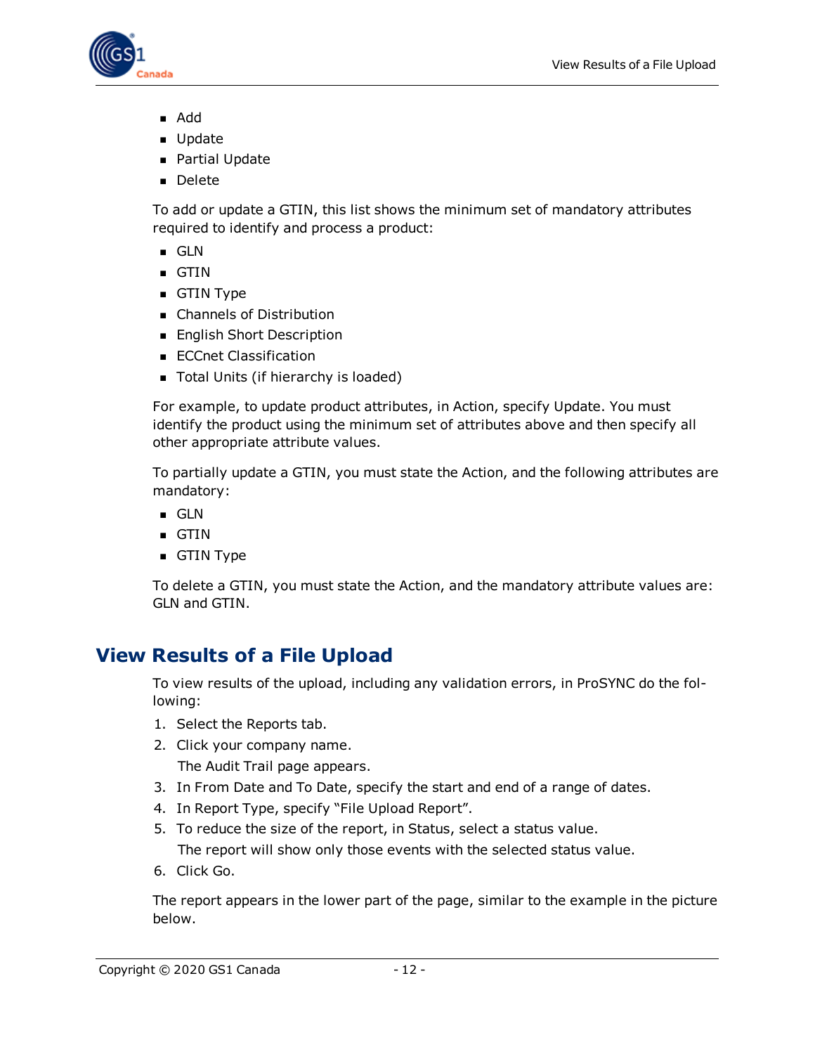- Add
- Update
- Partial Update
- Delete

To add or update a GTIN, this list shows the minimum set of mandatory attributes required to identify and process a product:

- GLN
- GTIN
- GTIN Type
- Channels of Distribution
- English Short Description
- ECCnet Classification
- Total Units (if hierarchy is loaded)

For example, to update product attributes, in Action, specify Update. You must identify the product using the minimum set of attributes above and then specify all other appropriate attribute values.

To partially update a GTIN, you must state the Action, and the following attributes are mandatory:

- GLN
- GTIN
- GTIN Type

To delete a GTIN, you must state the Action, and the mandatory attribute values are: GLN and GTIN.

## View Results of a File Upload

To view results of the upload, including any validation errors, in ProSYNC do the following:

1. Select the Reports tab.
2. Click your company name.
   
   The Audit Trail page appears.
3. In From Date and To Date, specify the start and end of a range of dates.
4. In Report Type, specify "File Upload Report".
5. To reduce the size of the report, in Status, select a status value.
   
   The report will show only those events with the selected status value.
6. Click Go.

The report appears in the lower part of the page, similar to the example in the picture below.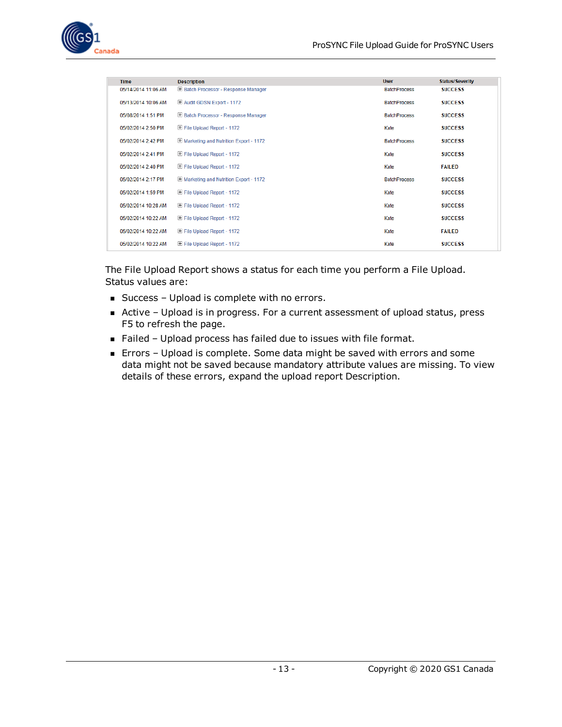| Time | Description | User | Status/Severity |
|---|---|---|---|
| 05/14/2014 11:06 AM | ⊞ Batch Processor - Response Manager | BatchProcess | SUCCESS |
| 05/13/2014 10:06 AM | ⊞ Audit GDSN Export - 1172 | BatchProcess | SUCCESS |
| 05/08/2014 1:51 PM | ⊞ Batch Processor - Response Manager | BatchProcess | SUCCESS |
| 05/02/2014 2:50 PM | ⊞ File Upload Report - 1172 | Kate | SUCCESS |
| 05/02/2014 2:42 PM | ⊞ Marketing and Nutrition Export - 1172 | BatchProcess | SUCCESS |
| 05/02/2014 2:41 PM | ⊞ File Upload Report - 1172 | Kate | SUCCESS |
| 05/02/2014 2:40 PM | ⊞ File Upload Report - 1172 | Kate | FAILED |
| 05/02/2014 2:17 PM | ⊞ Marketing and Nutrition Export - 1172 | BatchProcess | SUCCESS |
| 05/02/2014 1:59 PM | ⊞ File Upload Report - 1172 | Kate | SUCCESS |
| 05/02/2014 10:28 AM | ⊞ File Upload Report - 1172 | Kate | SUCCESS |
| 05/02/2014 10:22 AM | ⊞ File Upload Report - 1172 | Kate | SUCCESS |
| 05/02/2014 10:22 AM | ⊞ File Upload Report - 1172 | Kate | FAILED |
| 05/02/2014 10:22 AM | ⊞ File Upload Report - 1172 | Kate | SUCCESS |

The File Upload Report shows a status for each time you perform a File Upload. Status values are:

- Success – Upload is complete with no errors.
- Active – Upload is in progress. For a current assessment of upload status, press F5 to refresh the page.
- Failed – Upload process has failed due to issues with file format.
- Errors – Upload is complete. Some data might be saved with errors and some data might not be saved because mandatory attribute values are missing. To view details of these errors, expand the upload report Description.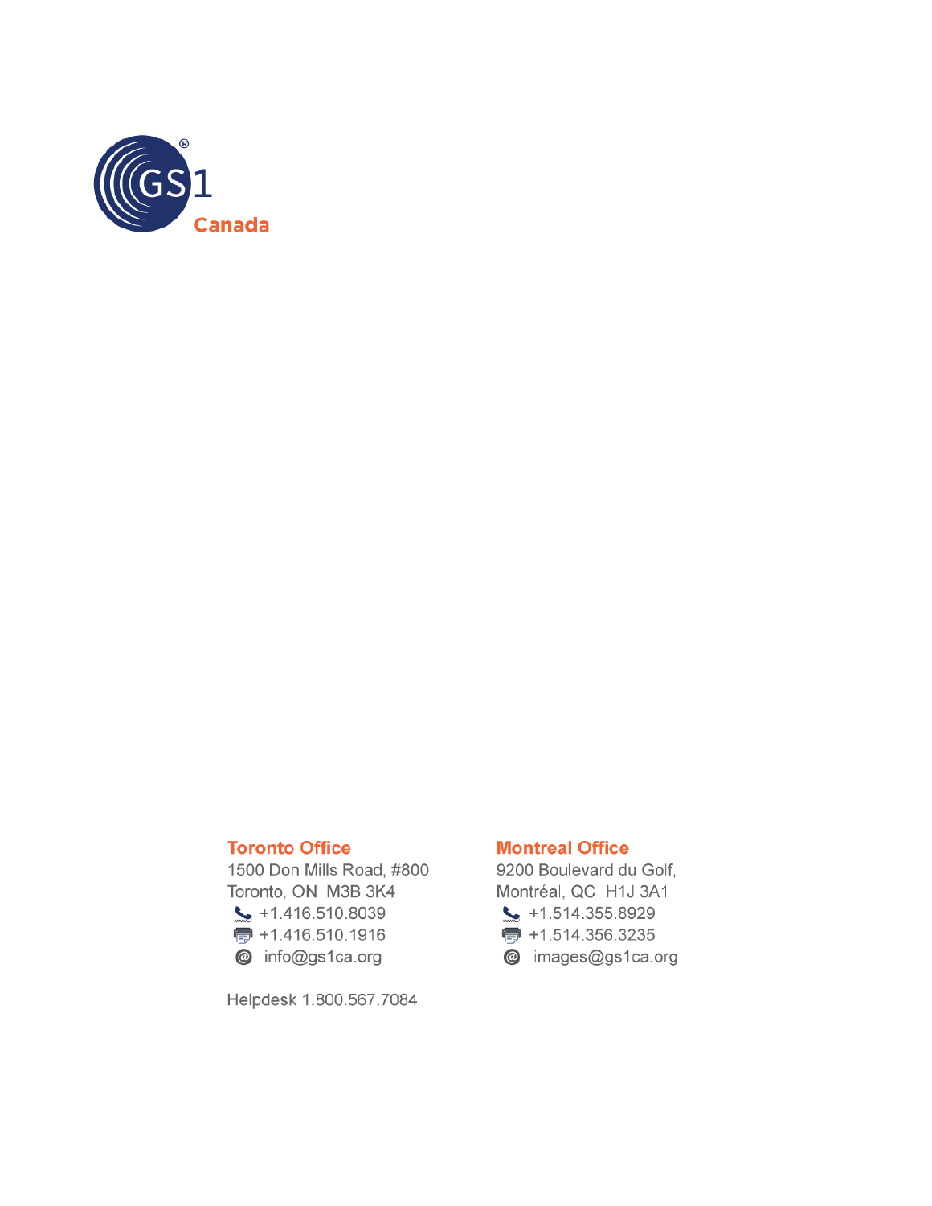GS1 Canada

**Toronto Office**
1500 Don Mills Road, #800
Toronto, ON  M3B 3K4
+1.416.510.8039
+1.416.510.1916
info@gs1ca.org

**Montreal Office**
9200 Boulevard du Golf,
Montréal, QC  H1J 3A1
+1.514.355.8929
+1.514.356.3235
images@gs1ca.org

Helpdesk 1.800.567.7084